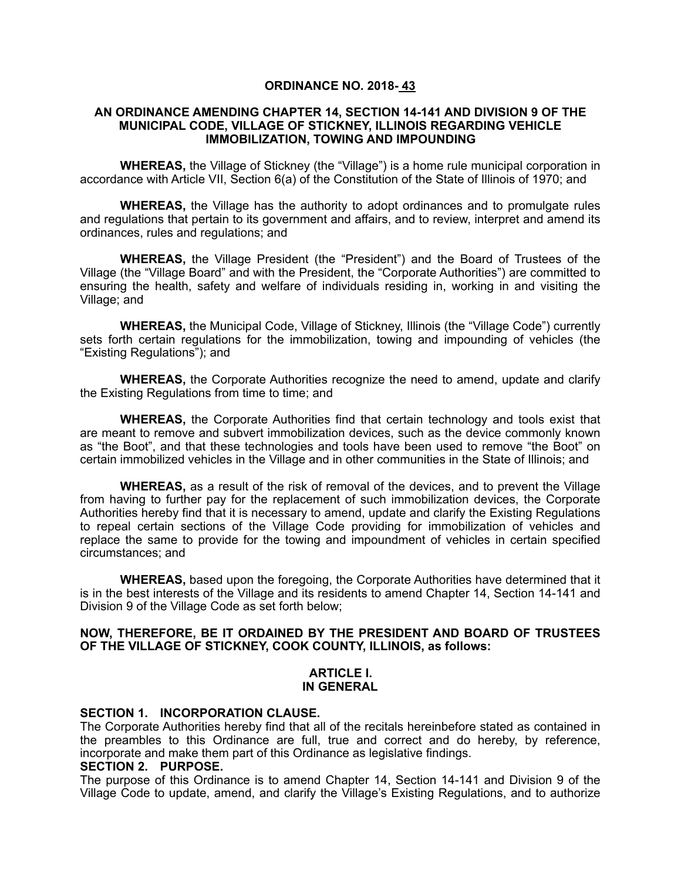**ORDINANCE NO. 2018- 43**

**AN ORDINANCE AMENDING CHAPTER 14, SECTION 14-141 AND DIVISION 9 OF THE MUNICIPAL CODE, VILLAGE OF STICKNEY, ILLINOIS REGARDING VEHICLE IMMOBILIZATION, TOWING AND IMPOUNDING**

**WHEREAS,** the Village of Stickney (the "Village") is a home rule municipal corporation in accordance with Article VII, Section 6(a) of the Constitution of the State of Illinois of 1970; and

**WHEREAS,** the Village has the authority to adopt ordinances and to promulgate rules and regulations that pertain to its government and affairs, and to review, interpret and amend its ordinances, rules and regulations; and

**WHEREAS,** the Village President (the "President") and the Board of Trustees of the Village (the "Village Board" and with the President, the "Corporate Authorities") are committed to ensuring the health, safety and welfare of individuals residing in, working in and visiting the Village; and

**WHEREAS,** the Municipal Code, Village of Stickney, Illinois (the "Village Code") currently sets forth certain regulations for the immobilization, towing and impounding of vehicles (the "Existing Regulations"); and

**WHEREAS,** the Corporate Authorities recognize the need to amend, update and clarify the Existing Regulations from time to time; and

**WHEREAS,** the Corporate Authorities find that certain technology and tools exist that are meant to remove and subvert immobilization devices, such as the device commonly known as "the Boot", and that these technologies and tools have been used to remove "the Boot" on certain immobilized vehicles in the Village and in other communities in the State of Illinois; and

**WHEREAS,** as a result of the risk of removal of the devices, and to prevent the Village from having to further pay for the replacement of such immobilization devices, the Corporate Authorities hereby find that it is necessary to amend, update and clarify the Existing Regulations to repeal certain sections of the Village Code providing for immobilization of vehicles and replace the same to provide for the towing and impoundment of vehicles in certain specified circumstances; and

**WHEREAS,** based upon the foregoing, the Corporate Authorities have determined that it is in the best interests of the Village and its residents to amend Chapter 14, Section 14-141 and Division 9 of the Village Code as set forth below;

**NOW, THEREFORE, BE IT ORDAINED BY THE PRESIDENT AND BOARD OF TRUSTEES OF THE VILLAGE OF STICKNEY, COOK COUNTY, ILLINOIS, as follows:**

**ARTICLE I.**
**IN GENERAL**

**SECTION 1. INCORPORATION CLAUSE.**
The Corporate Authorities hereby find that all of the recitals hereinbefore stated as contained in the preambles to this Ordinance are full, true and correct and do hereby, by reference, incorporate and make them part of this Ordinance as legislative findings.

**SECTION 2. PURPOSE.**
The purpose of this Ordinance is to amend Chapter 14, Section 14-141 and Division 9 of the Village Code to update, amend, and clarify the Village's Existing Regulations, and to authorize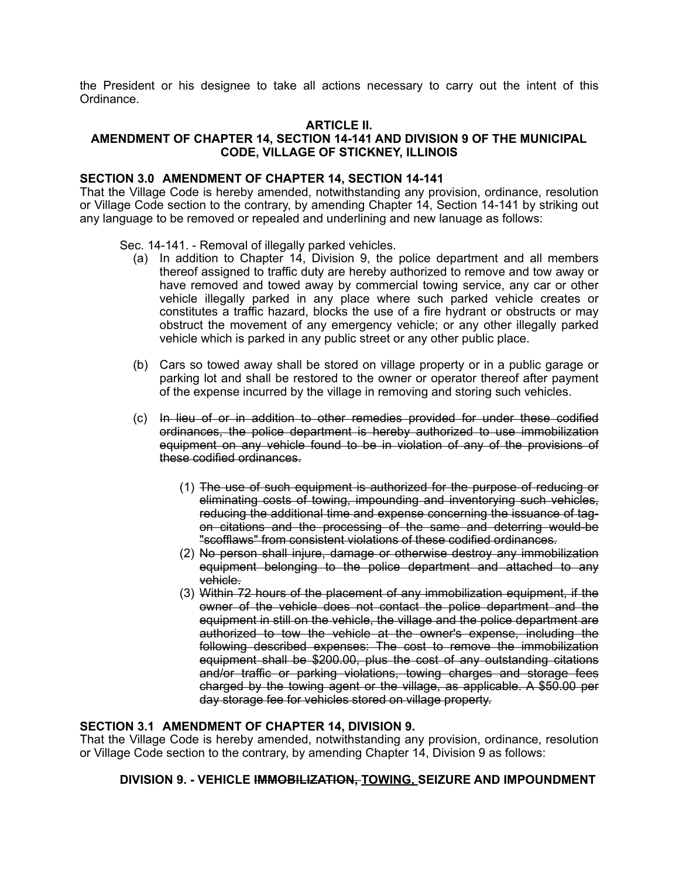the President or his designee to take all actions necessary to carry out the intent of this Ordinance.

## ARTICLE II.
## AMENDMENT OF CHAPTER 14, SECTION 14-141 AND DIVISION 9 OF THE MUNICIPAL CODE, VILLAGE OF STICKNEY, ILLINOIS

### SECTION 3.0 AMENDMENT OF CHAPTER 14, SECTION 14-141

That the Village Code is hereby amended, notwithstanding any provision, ordinance, resolution or Village Code section to the contrary, by amending Chapter 14, Section 14-141 by striking out any language to be removed or repealed and underlining and new lanuage as follows:

Sec. 14-141. - Removal of illegally parked vehicles.

(a) In addition to Chapter 14, Division 9, the police department and all members thereof assigned to traffic duty are hereby authorized to remove and tow away or have removed and towed away by commercial towing service, any car or other vehicle illegally parked in any place where such parked vehicle creates or constitutes a traffic hazard, blocks the use of a fire hydrant or obstructs or may obstruct the movement of any emergency vehicle; or any other illegally parked vehicle which is parked in any public street or any other public place.

(b) Cars so towed away shall be stored on village property or in a public garage or parking lot and shall be restored to the owner or operator thereof after payment of the expense incurred by the village in removing and storing such vehicles.

(c) ~~In lieu of or in addition to other remedies provided for under these codified ordinances, the police department is hereby authorized to use immobilization equipment on any vehicle found to be in violation of any of the provisions of these codified ordinances.~~

> (1) ~~The use of such equipment is authorized for the purpose of reducing or eliminating costs of towing, impounding and inventorying such vehicles, reducing the additional time and expense concerning the issuance of tag-on citations and the processing of the same and deterring would-be "scofflaws" from consistent violations of these codified ordinances.~~
>
> (2) ~~No person shall injure, damage or otherwise destroy any immobilization equipment belonging to the police department and attached to any vehicle.~~
>
> (3) ~~Within 72 hours of the placement of any immobilization equipment, if the owner of the vehicle does not contact the police department and the equipment in still on the vehicle, the village and the police department are authorized to tow the vehicle at the owner's expense, including the following described expenses: The cost to remove the immobilization equipment shall be $200.00, plus the cost of any outstanding citations and/or traffic or parking violations, towing charges and storage fees charged by the towing agent or the village, as applicable. A $50.00 per day storage fee for vehicles stored on village property.~~

### SECTION 3.1 AMENDMENT OF CHAPTER 14, DIVISION 9.

That the Village Code is hereby amended, notwithstanding any provision, ordinance, resolution or Village Code section to the contrary, by amending Chapter 14, Division 9 as follows:

**DIVISION 9. - VEHICLE ~~IMMOBILIZATION,~~ <u>TOWING,</u> SEIZURE AND IMPOUNDMENT**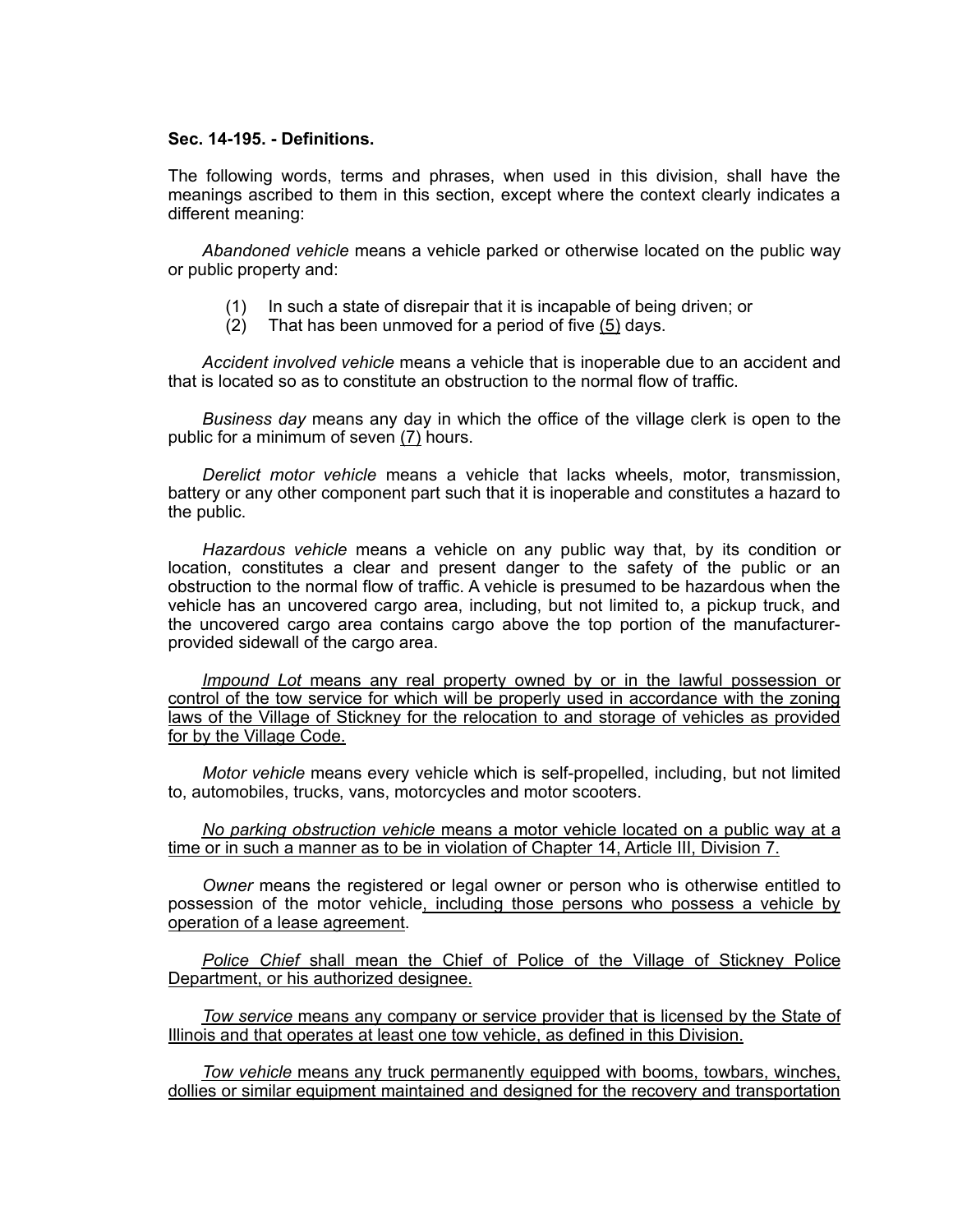**Sec. 14-195. - Definitions.**

The following words, terms and phrases, when used in this division, shall have the meanings ascribed to them in this section, except where the context clearly indicates a different meaning:

*Abandoned vehicle* means a vehicle parked or otherwise located on the public way or public property and:

(1) In such a state of disrepair that it is incapable of being driven; or
(2) That has been unmoved for a period of five (5) days.

*Accident involved vehicle* means a vehicle that is inoperable due to an accident and that is located so as to constitute an obstruction to the normal flow of traffic.

*Business day* means any day in which the office of the village clerk is open to the public for a minimum of seven (7) hours.

*Derelict motor vehicle* means a vehicle that lacks wheels, motor, transmission, battery or any other component part such that it is inoperable and constitutes a hazard to the public.

*Hazardous vehicle* means a vehicle on any public way that, by its condition or location, constitutes a clear and present danger to the safety of the public or an obstruction to the normal flow of traffic. A vehicle is presumed to be hazardous when the vehicle has an uncovered cargo area, including, but not limited to, a pickup truck, and the uncovered cargo area contains cargo above the top portion of the manufacturer-provided sidewall of the cargo area.

*Impound Lot* means any real property owned by or in the lawful possession or control of the tow service for which will be properly used in accordance with the zoning laws of the Village of Stickney for the relocation to and storage of vehicles as provided for by the Village Code.

*Motor vehicle* means every vehicle which is self-propelled, including, but not limited to, automobiles, trucks, vans, motorcycles and motor scooters.

*No parking obstruction vehicle* means a motor vehicle located on a public way at a time or in such a manner as to be in violation of Chapter 14, Article III, Division 7.

*Owner* means the registered or legal owner or person who is otherwise entitled to possession of the motor vehicle, including those persons who possess a vehicle by operation of a lease agreement.

*Police Chief* shall mean the Chief of Police of the Village of Stickney Police Department, or his authorized designee.

*Tow service* means any company or service provider that is licensed by the State of Illinois and that operates at least one tow vehicle, as defined in this Division.

*Tow vehicle* means any truck permanently equipped with booms, towbars, winches, dollies or similar equipment maintained and designed for the recovery and transportation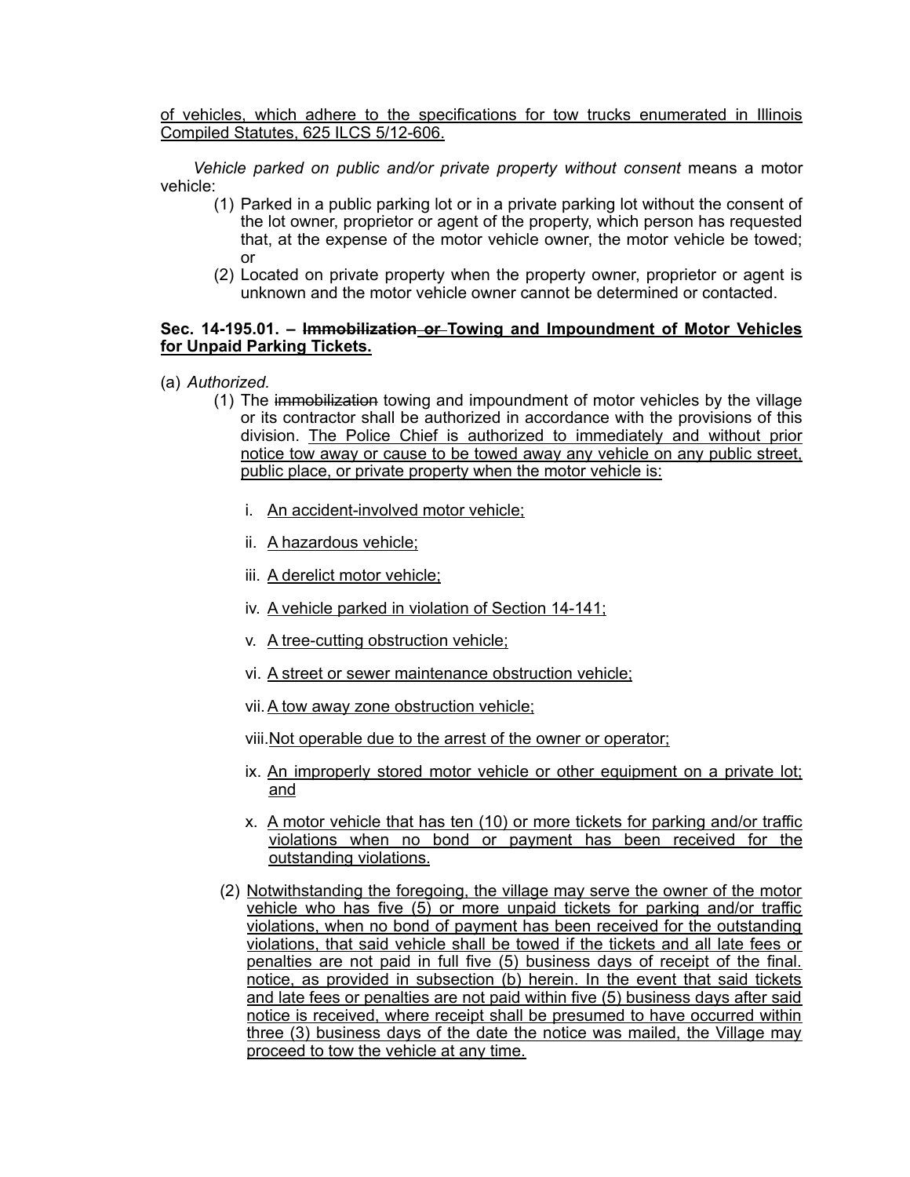of vehicles, which adhere to the specifications for tow trucks enumerated in Illinois Compiled Statutes, 625 ILCS 5/12-606.

*Vehicle parked on public and/or private property without consent* means a motor vehicle:

(1) Parked in a public parking lot or in a private parking lot without the consent of the lot owner, proprietor or agent of the property, which person has requested that, at the expense of the motor vehicle owner, the motor vehicle be towed; or

(2) Located on private property when the property owner, proprietor or agent is unknown and the motor vehicle owner cannot be determined or contacted.

**Sec. 14-195.01. – ~~Immobilization or~~ Towing and Impoundment of Motor Vehicles for Unpaid Parking Tickets.**

(a) *Authorized.*

(1) The ~~immobilization~~ towing and impoundment of motor vehicles by the village or its contractor shall be authorized in accordance with the provisions of this division. The Police Chief is authorized to immediately and without prior notice tow away or cause to be towed away any vehicle on any public street, public place, or private property when the motor vehicle is:

i. An accident-involved motor vehicle;

ii. A hazardous vehicle;

iii. A derelict motor vehicle;

iv. A vehicle parked in violation of Section 14-141;

v. A tree-cutting obstruction vehicle;

vi. A street or sewer maintenance obstruction vehicle;

vii. A tow away zone obstruction vehicle;

viii. Not operable due to the arrest of the owner or operator;

ix. An improperly stored motor vehicle or other equipment on a private lot; and

x. A motor vehicle that has ten (10) or more tickets for parking and/or traffic violations when no bond or payment has been received for the outstanding violations.

(2) Notwithstanding the foregoing, the village may serve the owner of the motor vehicle who has five (5) or more unpaid tickets for parking and/or traffic violations, when no bond of payment has been received for the outstanding violations, that said vehicle shall be towed if the tickets and all late fees or penalties are not paid in full five (5) business days of receipt of the final. notice, as provided in subsection (b) herein. In the event that said tickets and late fees or penalties are not paid within five (5) business days after said notice is received, where receipt shall be presumed to have occurred within three (3) business days of the date the notice was mailed, the Village may proceed to tow the vehicle at any time.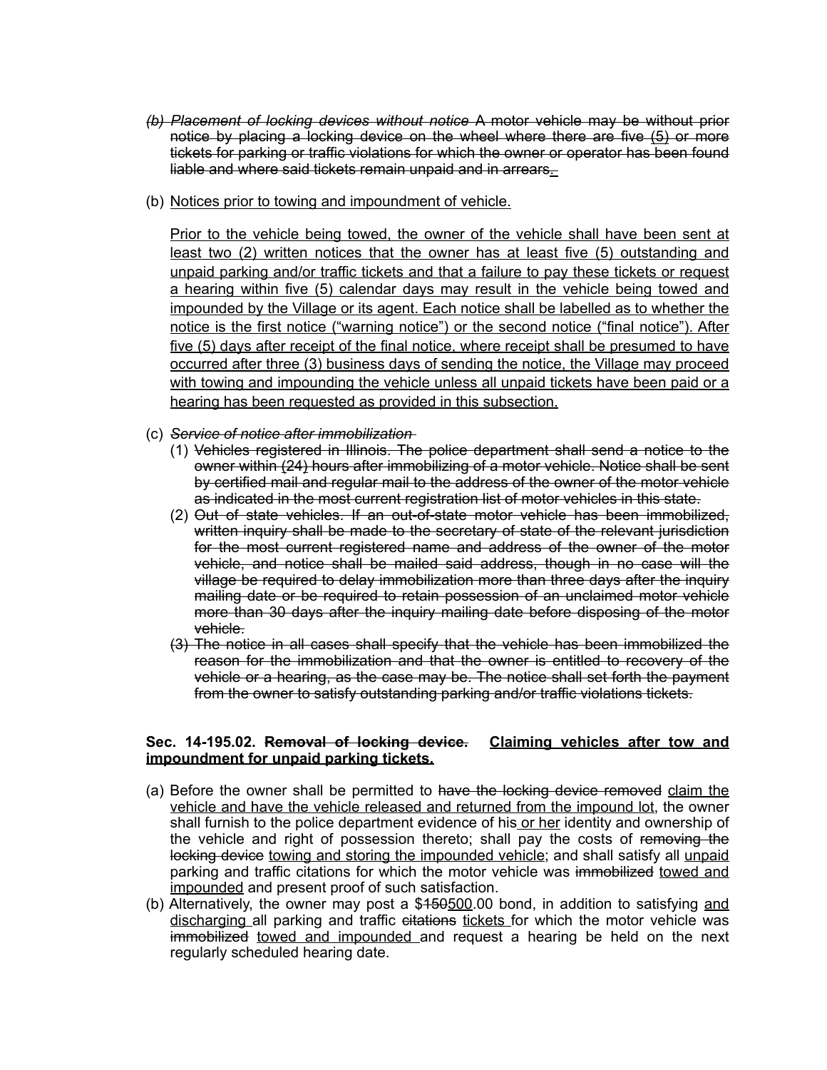~~*(b) Placement of locking devices without notice* A motor vehicle may be without prior notice by placing a locking device on the wheel where there are five (5) or more tickets for parking or traffic violations for which the owner or operator has been found liable and where said tickets remain unpaid and in arrears,~~.

(b) Notices prior to towing and impoundment of vehicle.

Prior to the vehicle being towed, the owner of the vehicle shall have been sent at least two (2) written notices that the owner has at least five (5) outstanding and unpaid parking and/or traffic tickets and that a failure to pay these tickets or request a hearing within five (5) calendar days may result in the vehicle being towed and impounded by the Village or its agent. Each notice shall be labelled as to whether the notice is the first notice ("warning notice") or the second notice ("final notice"). After five (5) days after receipt of the final notice, where receipt shall be presumed to have occurred after three (3) business days of sending the notice, the Village may proceed with towing and impounding the vehicle unless all unpaid tickets have been paid or a hearing has been requested as provided in this subsection.

(c) ~~*Service of notice after immobilization*~~
   (1) ~~Vehicles registered in Illinois. The police department shall send a notice to the owner within (24) hours after immobilizing of a motor vehicle. Notice shall be sent by certified mail and regular mail to the address of the owner of the motor vehicle as indicated in the most current registration list of motor vehicles in this state.~~
   (2) ~~Out of state vehicles. If an out-of-state motor vehicle has been immobilized, written inquiry shall be made to the secretary of state of the relevant jurisdiction for the most current registered name and address of the owner of the motor vehicle, and notice shall be mailed said address, though in no case will the village be required to delay immobilization more than three days after the inquiry mailing date or be required to retain possession of an unclaimed motor vehicle more than 30 days after the inquiry mailing date before disposing of the motor vehicle.~~
   ~~(3) The notice in all cases shall specify that the vehicle has been immobilized the reason for the immobilization and that the owner is entitled to recovery of the vehicle or a hearing, as the case may be. The notice shall set forth the payment from the owner to satisfy outstanding parking and/or traffic violations tickets.~~

**Sec. 14-195.02. ~~Removal of locking device.~~ Claiming vehicles after tow and impoundment for unpaid parking tickets.**

(a) Before the owner shall be permitted to ~~have the locking device removed~~ claim the vehicle and have the vehicle released and returned from the impound lot, the owner shall furnish to the police department evidence of his or her identity and ownership of the vehicle and right of possession thereto; shall pay the costs of ~~removing the locking device~~ towing and storing the impounded vehicle; and shall satisfy all unpaid parking and traffic citations for which the motor vehicle was ~~immobilized~~ towed and impounded and present proof of such satisfaction.

(b) Alternatively, the owner may post a $~~150~~500.00 bond, in addition to satisfying and discharging all parking and traffic ~~citations~~ tickets for which the motor vehicle was ~~immobilized~~ towed and impounded and request a hearing be held on the next regularly scheduled hearing date.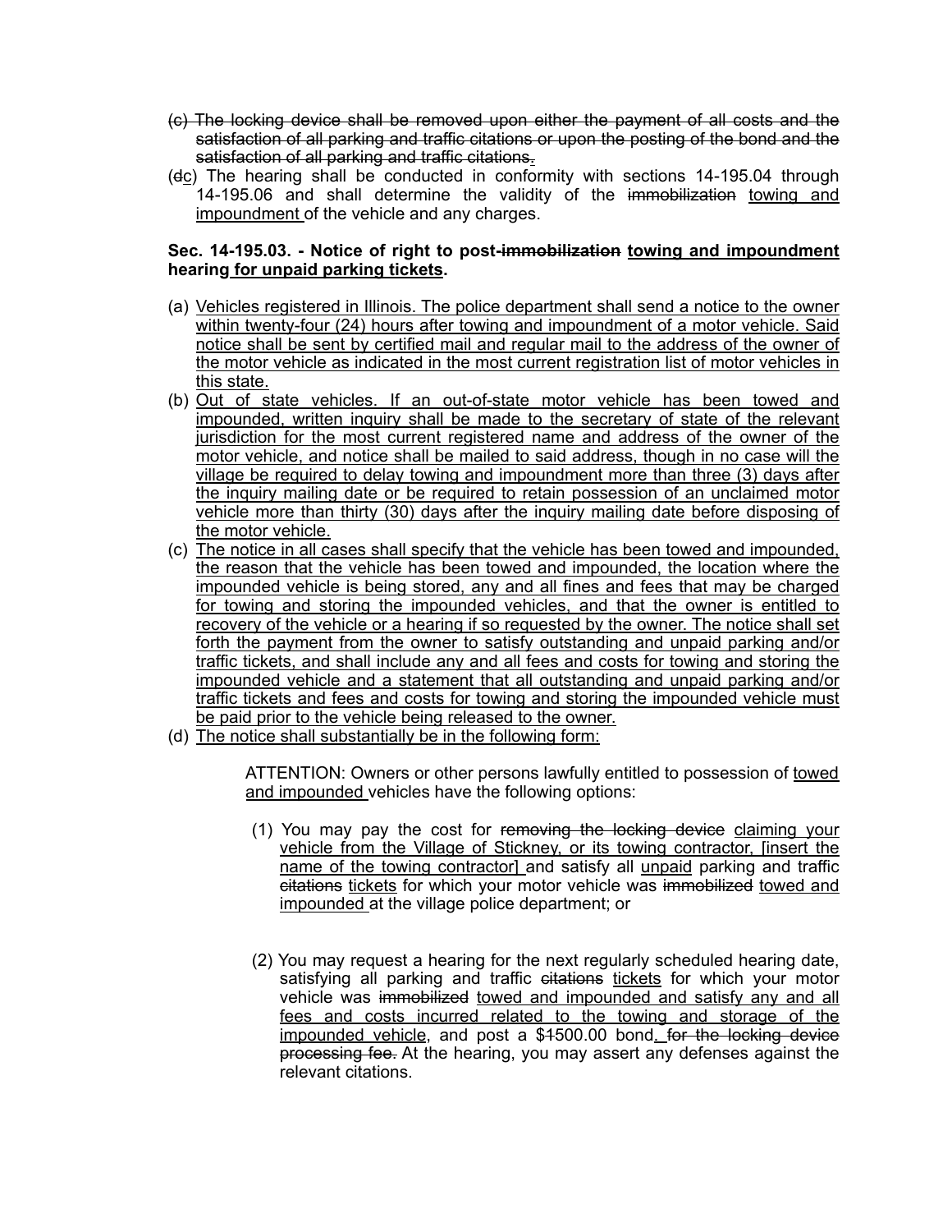~~(c) The locking device shall be removed upon either the payment of all costs and the satisfaction of all parking and traffic citations or upon the posting of the bond and the satisfaction of all parking and traffic citations.~~

(~~d~~<u>c</u>) The hearing shall be conducted in conformity with sections 14-195.04 through 14-195.06 and shall determine the validity of the ~~immobilization~~ <u>towing and impoundment</u> of the vehicle and any charges.

**Sec. 14-195.03. - Notice of right to post-~~immobilization~~ <u>towing and impoundment</u> hearing <u>for unpaid parking tickets</u>.**

(a) <u>Vehicles registered in Illinois. The police department shall send a notice to the owner within twenty-four (24) hours after towing and impoundment of a motor vehicle. Said notice shall be sent by certified mail and regular mail to the address of the owner of the motor vehicle as indicated in the most current registration list of motor vehicles in this state.</u>

(b) <u>Out of state vehicles. If an out-of-state motor vehicle has been towed and impounded, written inquiry shall be made to the secretary of state of the relevant jurisdiction for the most current registered name and address of the owner of the motor vehicle, and notice shall be mailed to said address, though in no case will the village be required to delay towing and impoundment more than three (3) days after the inquiry mailing date or be required to retain possession of an unclaimed motor vehicle more than thirty (30) days after the inquiry mailing date before disposing of the motor vehicle.</u>

(c) <u>The notice in all cases shall specify that the vehicle has been towed and impounded, the reason that the vehicle has been towed and impounded, the location where the impounded vehicle is being stored, any and all fines and fees that may be charged for towing and storing the impounded vehicles, and that the owner is entitled to recovery of the vehicle or a hearing if so requested by the owner. The notice shall set forth the payment from the owner to satisfy outstanding and unpaid parking and/or traffic tickets, and shall include any and all fees and costs for towing and storing the impounded vehicle and a statement that all outstanding and unpaid parking and/or traffic tickets and fees and costs for towing and storing the impounded vehicle must be paid prior to the vehicle being released to the owner.</u>

(d) <u>The notice shall substantially be in the following form:</u>

> ATTENTION: Owners or other persons lawfully entitled to possession of <u>towed and impounded</u> vehicles have the following options:
>
> (1) You may pay the cost for ~~removing the locking device~~ <u>claiming your vehicle from the Village of Stickney, or its towing contractor, [insert the name of the towing contractor]</u> and satisfy all <u>unpaid</u> parking and traffic ~~citations~~ <u>tickets</u> for which your motor vehicle was ~~immobilized~~ <u>towed and impounded</u> at the village police department; or
>
> (2) You may request a hearing for the next regularly scheduled hearing date, satisfying all parking and traffic ~~citations~~ <u>tickets</u> for which your motor vehicle was ~~immobilized~~ <u>towed and impounded and satisfy any and all fees and costs incurred related to the towing and storage of the impounded vehicle</u>, and post a $~~1~~500.00 bond<u>.</u> ~~for the locking device processing fee.~~ At the hearing, you may assert any defenses against the relevant citations.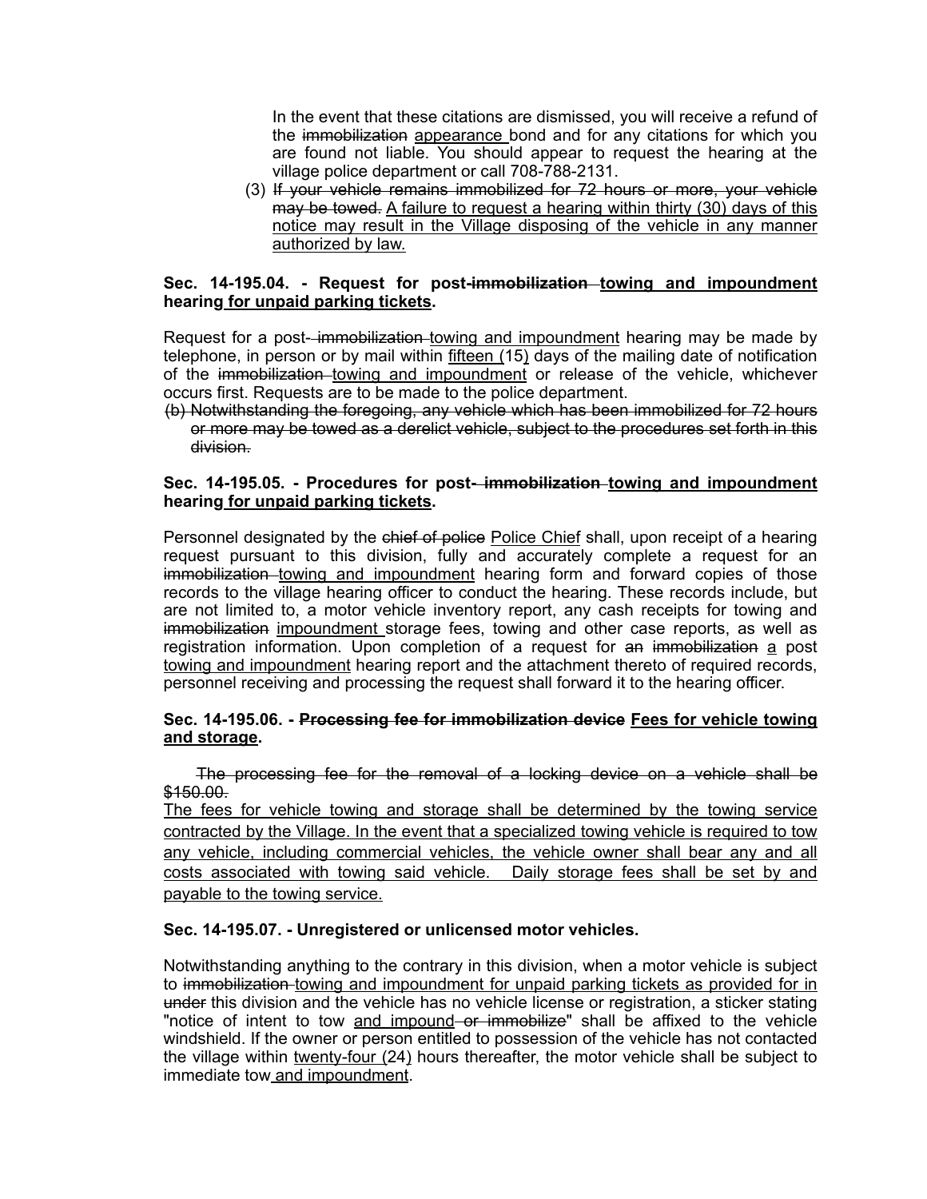In the event that these citations are dismissed, you will receive a refund of the ~~immobilization~~ <u>appearance</u> bond and for any citations for which you are found not liable. You should appear to request the hearing at the village police department or call 708-788-2131.

(3) ~~If your vehicle remains immobilized for 72 hours or more, your vehicle may be towed.~~ <u>A failure to request a hearing within thirty (30) days of this notice may result in the Village disposing of the vehicle in any manner authorized by law.</u>

**Sec. 14-195.04. - Request for post-~~immobilization~~ <u>towing and impoundment</u> hearing <u>for unpaid parking tickets</u>.**

Request for a post-~~immobilization~~ <u>towing and impoundment</u> hearing may be made by telephone, in person or by mail within <u>fifteen (</u>15<u>)</u> days of the mailing date of notification of the ~~immobilization~~ <u>towing and impoundment</u> or release of the vehicle, whichever occurs first. Requests are to be made to the police department.

~~(b) Notwithstanding the foregoing, any vehicle which has been immobilized for 72 hours or more may be towed as a derelict vehicle, subject to the procedures set forth in this division.~~

**Sec. 14-195.05. - Procedures for post-~~immobilization~~ <u>towing and impoundment</u> hearing <u>for unpaid parking tickets</u>.**

Personnel designated by the ~~chief of police~~ <u>Police Chief</u> shall, upon receipt of a hearing request pursuant to this division, fully and accurately complete a request for an ~~immobilization~~ <u>towing and impoundment</u> hearing form and forward copies of those records to the village hearing officer to conduct the hearing. These records include, but are not limited to, a motor vehicle inventory report, any cash receipts for towing and ~~immobilization~~ <u>impoundment</u> storage fees, towing and other case reports, as well as registration information. Upon completion of a request for ~~an~~ ~~immobilization~~ <u>a</u> post <u>towing and impoundment</u> hearing report and the attachment thereto of required records, personnel receiving and processing the request shall forward it to the hearing officer.

**Sec. 14-195.06. - ~~Processing fee for immobilization device~~ <u>Fees for vehicle towing and storage</u>.**

~~The processing fee for the removal of a locking device on a vehicle shall be \$150.00.~~

<u>The fees for vehicle towing and storage shall be determined by the towing service contracted by the Village. In the event that a specialized towing vehicle is required to tow any vehicle, including commercial vehicles, the vehicle owner shall bear any and all costs associated with towing said vehicle. Daily storage fees shall be set by and payable to the towing service.</u>

**Sec. 14-195.07. - Unregistered or unlicensed motor vehicles.**

Notwithstanding anything to the contrary in this division, when a motor vehicle is subject to ~~immobilization~~ <u>towing and impoundment for unpaid parking tickets as provided for in</u> ~~under~~ this division and the vehicle has no vehicle license or registration, a sticker stating "notice of intent to tow <u>and impound</u> ~~or immobilize~~" shall be affixed to the vehicle windshield. If the owner or person entitled to possession of the vehicle has not contacted the village within <u>twenty-four (</u>24<u>)</u> hours thereafter, the motor vehicle shall be subject to immediate tow <u>and impoundment</u>.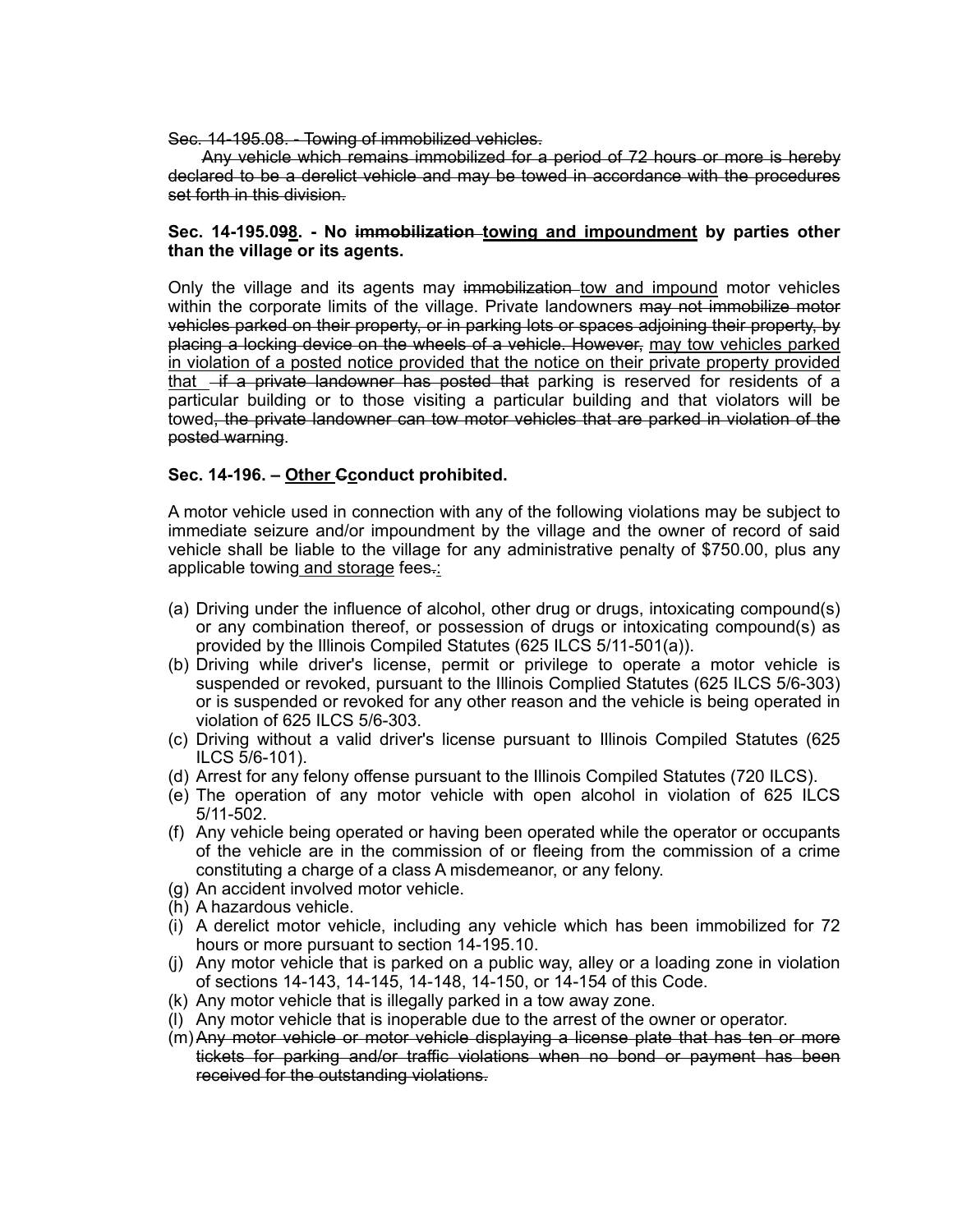~~Sec. 14-195.08. - Towing of immobilized vehicles.~~

~~Any vehicle which remains immobilized for a period of 72 hours or more is hereby declared to be a derelict vehicle and may be towed in accordance with the procedures set forth in this division.~~

**Sec. 14-195.0~~9~~<u>8</u>. - No ~~immobilization~~ <u>towing and impoundment</u> by parties other than the village or its agents.**

Only the village and its agents may ~~immobilization~~ <u>tow and impound</u> motor vehicles within the corporate limits of the village. Private landowners ~~may not immobilize motor vehicles parked on their property, or in parking lots or spaces adjoining their property, by placing a locking device on the wheels of a vehicle. However,~~ <u>may tow vehicles parked in violation of a posted notice provided that the notice on their private property provided that</u> ~~if a private landowner has posted that~~ parking is reserved for residents of a particular building or to those visiting a particular building and that violators will be towed~~, the private landowner can tow motor vehicles that are parked in violation of the posted warning~~.

**Sec. 14-196. – <u>Other</u> ~~C~~<u>c</u>onduct prohibited.**

A motor vehicle used in connection with any of the following violations may be subject to immediate seizure and/or impoundment by the village and the owner of record of said vehicle shall be liable to the village for any administrative penalty of $750.00, plus any applicable towing<u> and storage</u> fees~~.~~<u>:</u>

(a) Driving under the influence of alcohol, other drug or drugs, intoxicating compound(s) or any combination thereof, or possession of drugs or intoxicating compound(s) as provided by the Illinois Compiled Statutes (625 ILCS 5/11-501(a)).

(b) Driving while driver's license, permit or privilege to operate a motor vehicle is suspended or revoked, pursuant to the Illinois Complied Statutes (625 ILCS 5/6-303) or is suspended or revoked for any other reason and the vehicle is being operated in violation of 625 ILCS 5/6-303.

(c) Driving without a valid driver's license pursuant to Illinois Compiled Statutes (625 ILCS 5/6-101).

(d) Arrest for any felony offense pursuant to the Illinois Compiled Statutes (720 ILCS).

(e) The operation of any motor vehicle with open alcohol in violation of 625 ILCS 5/11-502.

(f) Any vehicle being operated or having been operated while the operator or occupants of the vehicle are in the commission of or fleeing from the commission of a crime constituting a charge of a class A misdemeanor, or any felony.

(g) An accident involved motor vehicle.

(h) A hazardous vehicle.

(i) A derelict motor vehicle, including any vehicle which has been immobilized for 72 hours or more pursuant to section 14-195.10.

(j) Any motor vehicle that is parked on a public way, alley or a loading zone in violation of sections 14-143, 14-145, 14-148, 14-150, or 14-154 of this Code.

(k) Any motor vehicle that is illegally parked in a tow away zone.

(l) Any motor vehicle that is inoperable due to the arrest of the owner or operator.

(m) ~~Any motor vehicle or motor vehicle displaying a license plate that has ten or more tickets for parking and/or traffic violations when no bond or payment has been received for the outstanding violations.~~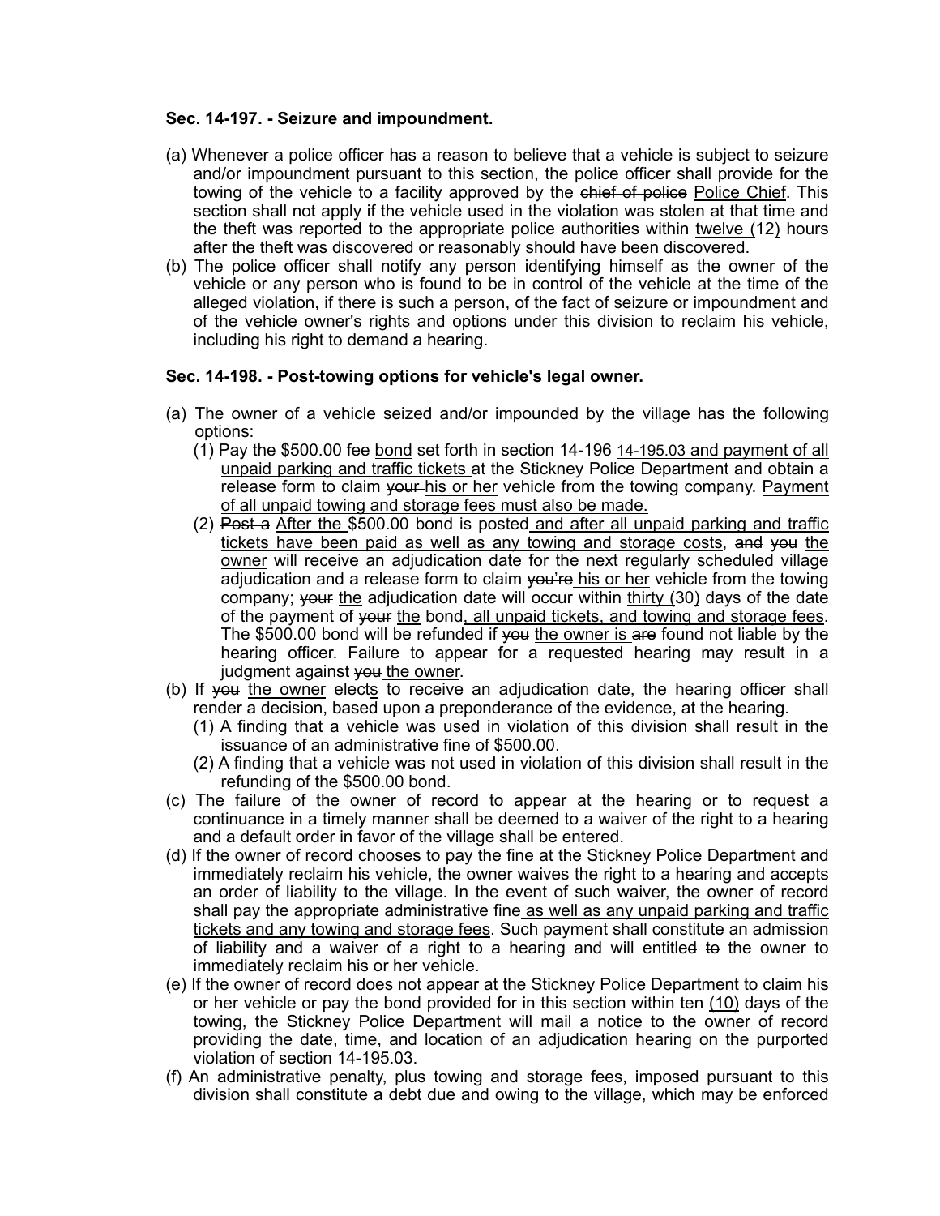**Sec. 14-197. - Seizure and impoundment.**

(a) Whenever a police officer has a reason to believe that a vehicle is subject to seizure and/or impoundment pursuant to this section, the police officer shall provide for the towing of the vehicle to a facility approved by the ~~chief of police~~ <u>Police Chief</u>. This section shall not apply if the vehicle used in the violation was stolen at that time and the theft was reported to the appropriate police authorities within <u>twelve (12)</u> hours after the theft was discovered or reasonably should have been discovered.

(b) The police officer shall notify any person identifying himself as the owner of the vehicle or any person who is found to be in control of the vehicle at the time of the alleged violation, if there is such a person, of the fact of seizure or impoundment and of the vehicle owner's rights and options under this division to reclaim his vehicle, including his right to demand a hearing.

**Sec. 14-198. - Post-towing options for vehicle's legal owner.**

(a) The owner of a vehicle seized and/or impounded by the village has the following options:

(1) Pay the $500.00 ~~fee~~ <u>bond</u> set forth in section ~~14-196~~ <u>14-195.03 and payment of all unpaid parking and traffic tickets</u> at the Stickney Police Department and obtain a release form to claim ~~your~~ <u>his or her</u> vehicle from the towing company. <u>Payment of all unpaid towing and storage fees must also be made.</u>

(2) ~~Post a~~ <u>After the</u> $500.00 bond is posted <u>and after all unpaid parking and traffic tickets have been paid as well as any towing and storage costs</u>, ~~and you~~ <u>the owner</u> will receive an adjudication date for the next regularly scheduled village adjudication and a release form to claim ~~you're~~ <u>his or her</u> vehicle from the towing company; ~~your~~ <u>the</u> adjudication date will occur within <u>thirty (30)</u> days of the date of the payment of ~~your~~ <u>the</u> bond<u>, all unpaid tickets, and towing and storage fees</u>. The $500.00 bond will be refunded if ~~you~~ <u>the owner is</u> ~~are~~ found not liable by the hearing officer. Failure to appear for a requested hearing may result in a judgment against ~~you~~ <u>the owner</u>.

(b) If ~~you~~ <u>the owner</u> elect<u>s</u> to receive an adjudication date, the hearing officer shall render a decision, based upon a preponderance of the evidence, at the hearing.

(1) A finding that a vehicle was used in violation of this division shall result in the issuance of an administrative fine of $500.00.

(2) A finding that a vehicle was not used in violation of this division shall result in the refunding of the $500.00 bond.

(c) The failure of the owner of record to appear at the hearing or to request a continuance in a timely manner shall be deemed to a waiver of the right to a hearing and a default order in favor of the village shall be entered.

(d) If the owner of record chooses to pay the fine at the Stickney Police Department and immediately reclaim his vehicle, the owner waives the right to a hearing and accepts an order of liability to the village. In the event of such waiver, the owner of record shall pay the appropriate administrative fine <u>as well as any unpaid parking and traffic tickets and any towing and storage fees</u>. Such payment shall constitute an admission of liability and a waiver of a right to a hearing and will entitle~~d~~ ~~to~~ the owner to immediately reclaim his <u>or her</u> vehicle.

(e) If the owner of record does not appear at the Stickney Police Department to claim his or her vehicle or pay the bond provided for in this section within ten <u>(10)</u> days of the towing, the Stickney Police Department will mail a notice to the owner of record providing the date, time, and location of an adjudication hearing on the purported violation of section 14-195.03.

(f) An administrative penalty, plus towing and storage fees, imposed pursuant to this division shall constitute a debt due and owing to the village, which may be enforced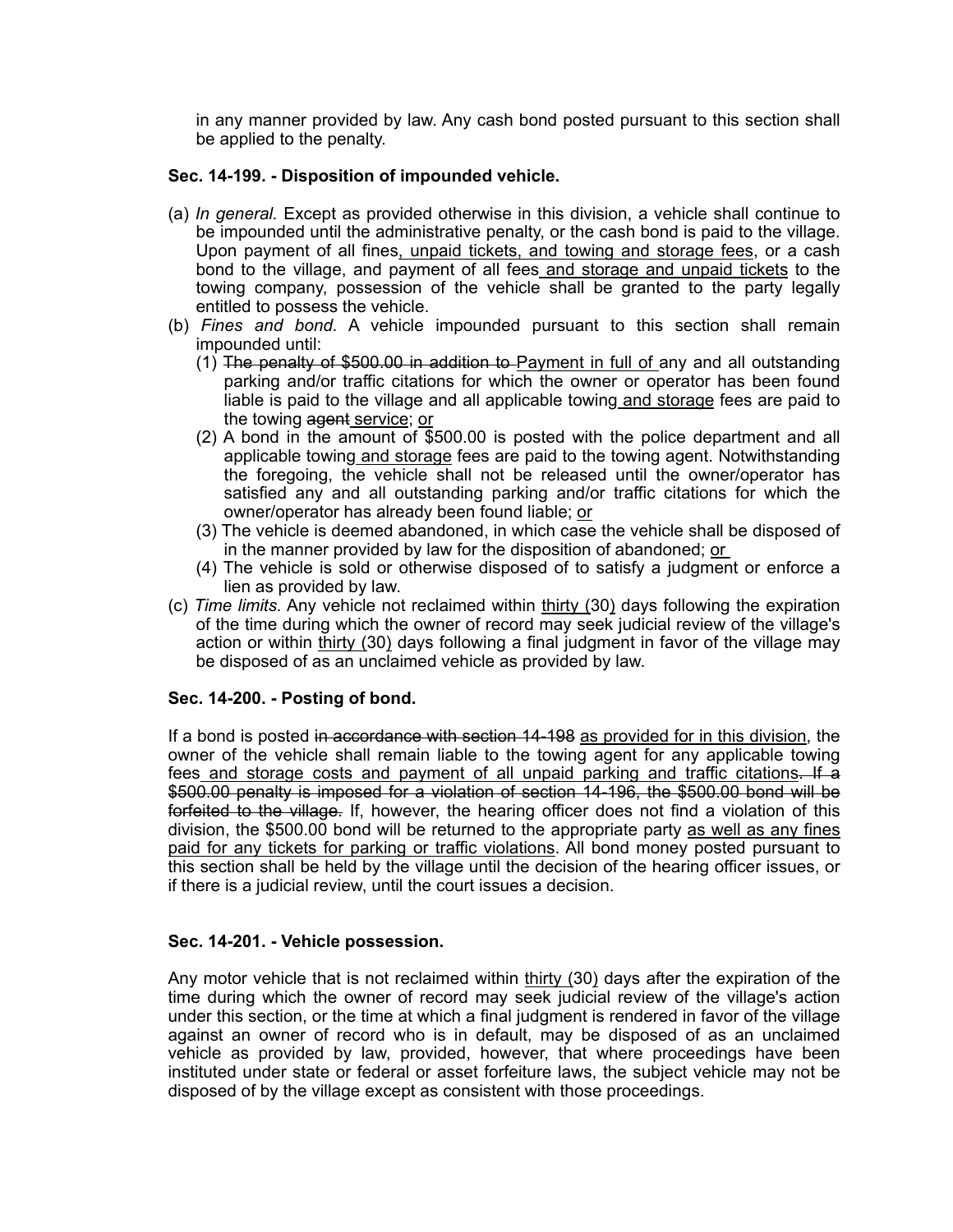in any manner provided by law. Any cash bond posted pursuant to this section shall be applied to the penalty.

**Sec. 14-199. - Disposition of impounded vehicle.**

(a) *In general.* Except as provided otherwise in this division, a vehicle shall continue to be impounded until the administrative penalty, or the cash bond is paid to the village. Upon payment of all fines<u>, unpaid tickets, and towing and storage fees</u>, or a cash bond to the village, and payment of all fees<u> and storage and unpaid tickets</u> to the towing company, possession of the vehicle shall be granted to the party legally entitled to possess the vehicle.

(b) *Fines and bond.* A vehicle impounded pursuant to this section shall remain impounded until:

   (1) ~~The penalty of $500.00 in addition to~~ <u>Payment in full of</u> any and all outstanding parking and/or traffic citations for which the owner or operator has been found liable is paid to the village and all applicable towing<u> and storage</u> fees are paid to the towing ~~agent~~ <u>service</u>; <u>or</u>

   (2) A bond in the amount of $500.00 is posted with the police department and all applicable towing<u> and storage</u> fees are paid to the towing agent. Notwithstanding the foregoing, the vehicle shall not be released until the owner/operator has satisfied any and all outstanding parking and/or traffic citations for which the owner/operator has already been found liable; <u>or</u>

   (3) The vehicle is deemed abandoned, in which case the vehicle shall be disposed of in the manner provided by law for the disposition of abandoned; <u>or</u>

   (4) The vehicle is sold or otherwise disposed of to satisfy a judgment or enforce a lien as provided by law.

(c) *Time limits.* Any vehicle not reclaimed within <u>thirty (</u>30<u>)</u> days following the expiration of the time during which the owner of record may seek judicial review of the village's action or within <u>thirty (</u>30<u>)</u> days following a final judgment in favor of the village may be disposed of as an unclaimed vehicle as provided by law.

**Sec. 14-200. - Posting of bond.**

If a bond is posted ~~in accordance with section 14-198~~ <u>as provided for in this division</u>, the owner of the vehicle shall remain liable to the towing agent for any applicable towing fees<u> and storage costs and payment of all unpaid parking and traffic citations</u>~~. If a $500.00 penalty is imposed for a violation of section 14-196, the $500.00 bond will be forfeited to the village.~~ If, however, the hearing officer does not find a violation of this division, the $500.00 bond will be returned to the appropriate party <u>as well as any fines paid for any tickets for parking or traffic violations</u>. All bond money posted pursuant to this section shall be held by the village until the decision of the hearing officer issues, or if there is a judicial review, until the court issues a decision.

**Sec. 14-201. - Vehicle possession.**

Any motor vehicle that is not reclaimed within <u>thirty (</u>30<u>)</u> days after the expiration of the time during which the owner of record may seek judicial review of the village's action under this section, or the time at which a final judgment is rendered in favor of the village against an owner of record who is in default, may be disposed of as an unclaimed vehicle as provided by law, provided, however, that where proceedings have been instituted under state or federal or asset forfeiture laws, the subject vehicle may not be disposed of by the village except as consistent with those proceedings.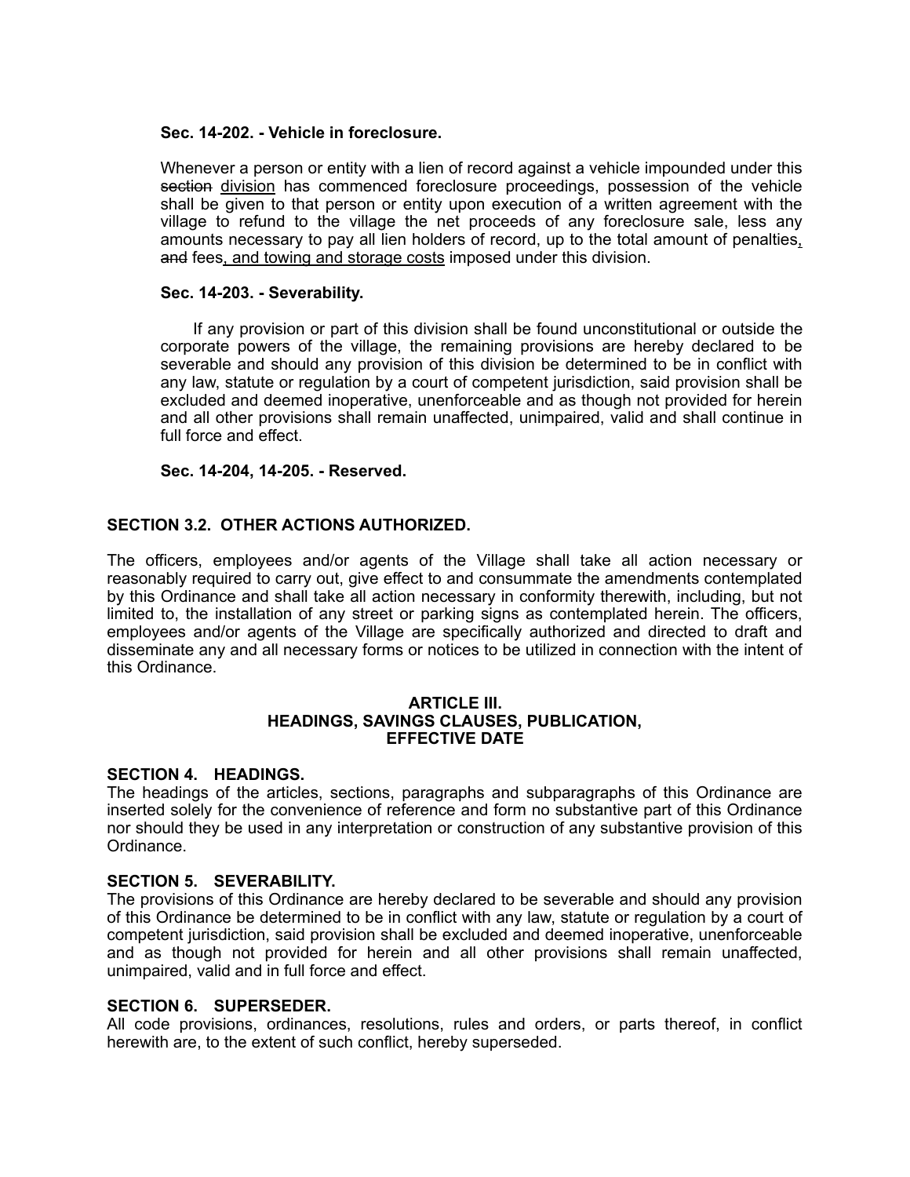**Sec. 14-202. - Vehicle in foreclosure.**

Whenever a person or entity with a lien of record against a vehicle impounded under this ~~section~~ <u>division</u> has commenced foreclosure proceedings, possession of the vehicle shall be given to that person or entity upon execution of a written agreement with the village to refund to the village the net proceeds of any foreclosure sale, less any amounts necessary to pay all lien holders of record, up to the total amount of penalties<u>,</u> ~~and~~ fees<u>, and towing and storage costs</u> imposed under this division.

**Sec. 14-203. - Severability.**

If any provision or part of this division shall be found unconstitutional or outside the corporate powers of the village, the remaining provisions are hereby declared to be severable and should any provision of this division be determined to be in conflict with any law, statute or regulation by a court of competent jurisdiction, said provision shall be excluded and deemed inoperative, unenforceable and as though not provided for herein and all other provisions shall remain unaffected, unimpaired, valid and shall continue in full force and effect.

**Sec. 14-204, 14-205. - Reserved.**

**SECTION 3.2. OTHER ACTIONS AUTHORIZED.**

The officers, employees and/or agents of the Village shall take all action necessary or reasonably required to carry out, give effect to and consummate the amendments contemplated by this Ordinance and shall take all action necessary in conformity therewith, including, but not limited to, the installation of any street or parking signs as contemplated herein. The officers, employees and/or agents of the Village are specifically authorized and directed to draft and disseminate any and all necessary forms or notices to be utilized in connection with the intent of this Ordinance.

## ARTICLE III.
## HEADINGS, SAVINGS CLAUSES, PUBLICATION, EFFECTIVE DATE

**SECTION 4. HEADINGS.**

The headings of the articles, sections, paragraphs and subparagraphs of this Ordinance are inserted solely for the convenience of reference and form no substantive part of this Ordinance nor should they be used in any interpretation or construction of any substantive provision of this Ordinance.

**SECTION 5. SEVERABILITY.**

The provisions of this Ordinance are hereby declared to be severable and should any provision of this Ordinance be determined to be in conflict with any law, statute or regulation by a court of competent jurisdiction, said provision shall be excluded and deemed inoperative, unenforceable and as though not provided for herein and all other provisions shall remain unaffected, unimpaired, valid and in full force and effect.

**SECTION 6. SUPERSEDER.**

All code provisions, ordinances, resolutions, rules and orders, or parts thereof, in conflict herewith are, to the extent of such conflict, hereby superseded.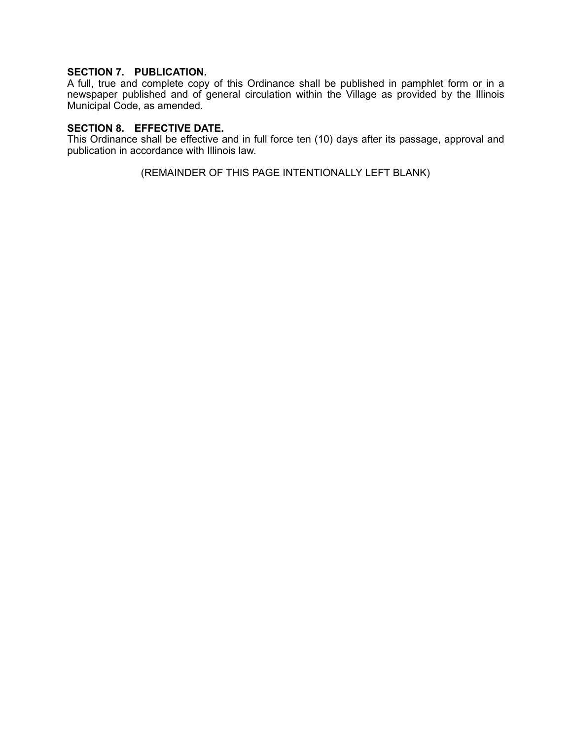**SECTION 7. PUBLICATION.**
A full, true and complete copy of this Ordinance shall be published in pamphlet form or in a newspaper published and of general circulation within the Village as provided by the Illinois Municipal Code, as amended.

**SECTION 8. EFFECTIVE DATE.**
This Ordinance shall be effective and in full force ten (10) days after its passage, approval and publication in accordance with Illinois law.

(REMAINDER OF THIS PAGE INTENTIONALLY LEFT BLANK)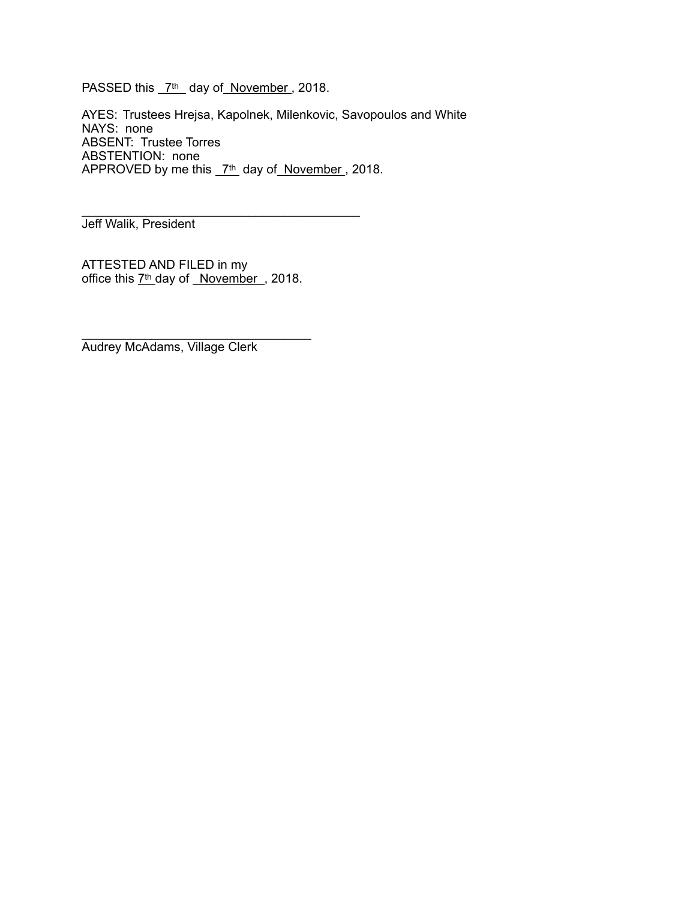PASSED this 7th day of November , 2018.

AYES: Trustees Hrejsa, Kapolnek, Milenkovic, Savopoulos and White
NAYS: none
ABSENT: Trustee Torres
ABSTENTION: none
APPROVED by me this 7th day of November , 2018.

________________________________________
Jeff Walik, President

ATTESTED AND FILED in my
office this 7th day of November , 2018.

_________________________________
Audrey McAdams, Village Clerk